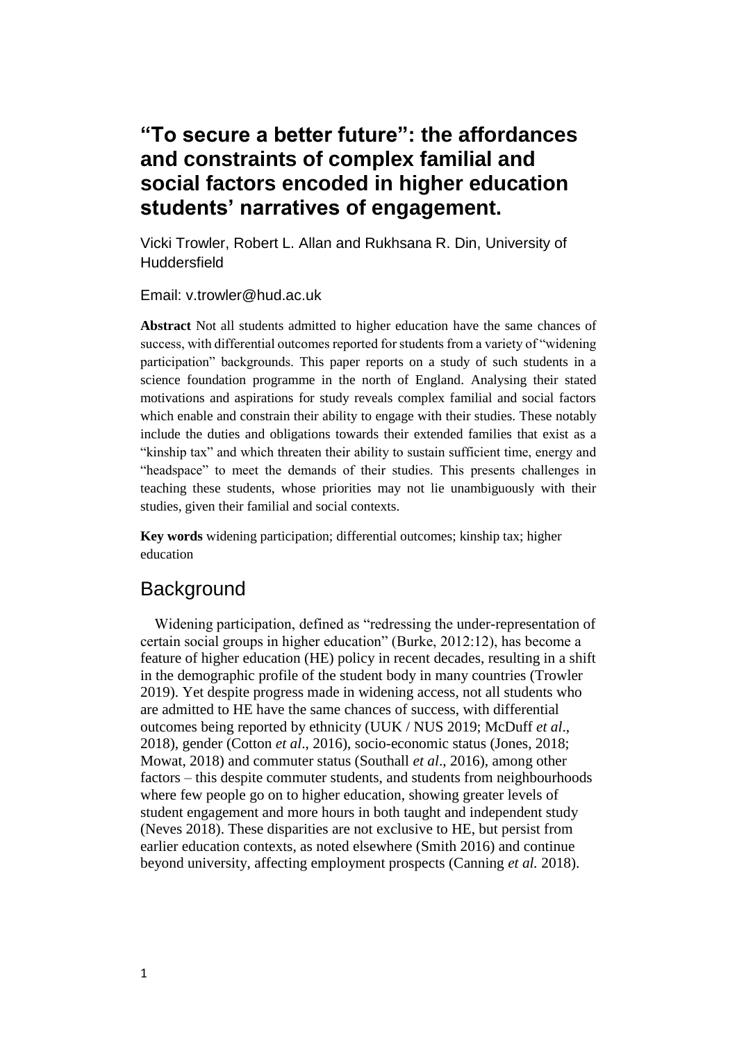# "To secure a better future": the affordances and constraints of complex familial and social factors encoded in higher education students' narratives of engagement.

Vicki Trowler, Robert L. Allan and Rukhsana R. Din, University of Huddersfield

Email: v.trowler@hud.ac.uk

**Abstract** Not all students admitted to higher education have the same chances of success, with differential outcomes reported for students from a variety of "widening participation" backgrounds. This paper reports on a study of such students in a science foundation programme in the north of England. Analysing their stated motivations and aspirations for study reveals complex familial and social factors which enable and constrain their ability to engage with their studies. These notably include the duties and obligations towards their extended families that exist as a "kinship tax" and which threaten their ability to sustain sufficient time, energy and "headspace" to meet the demands of their studies. This presents challenges in teaching these students, whose priorities may not lie unambiguously with their studies, given their familial and social contexts.

**Key words** widening participation; differential outcomes; kinship tax; higher education

## Background

Widening participation, defined as "redressing the under-representation of certain social groups in higher education" (Burke, 2012:12), has become a feature of higher education (HE) policy in recent decades, resulting in a shift in the demographic profile of the student body in many countries (Trowler 2019). Yet despite progress made in widening access, not all students who are admitted to HE have the same chances of success, with differential outcomes being reported by ethnicity (UUK / NUS 2019; McDuff *et al*., 2018), gender (Cotton *et al*., 2016), socio-economic status (Jones, 2018; Mowat, 2018) and commuter status (Southall *et al*., 2016), among other factors – this despite commuter students, and students from neighbourhoods where few people go on to higher education, showing greater levels of student engagement and more hours in both taught and independent study (Neves 2018). These disparities are not exclusive to HE, but persist from earlier education contexts, as noted elsewhere (Smith 2016) and continue beyond university, affecting employment prospects (Canning *et al.* 2018).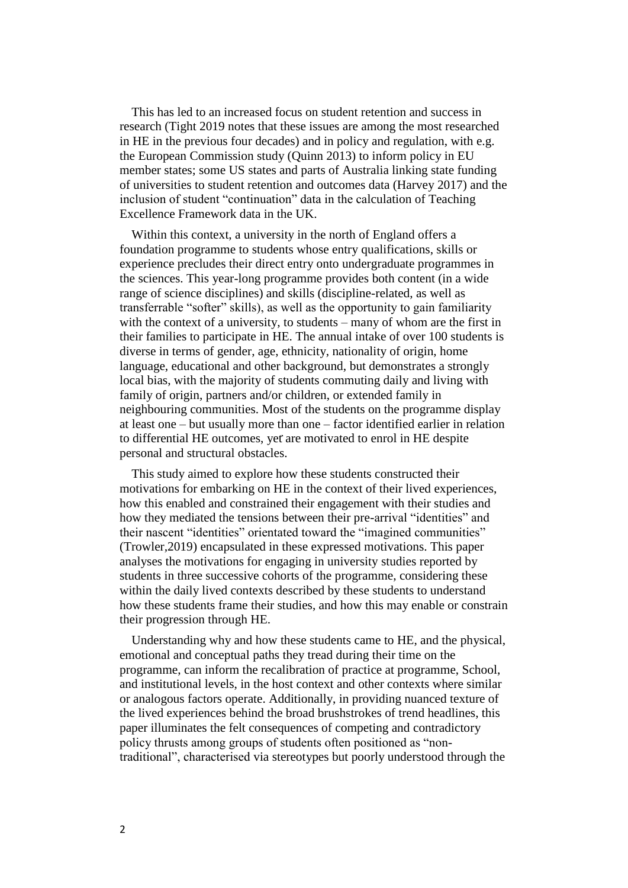This has led to an increased focus on student retention and success in research (Tight 2019 notes that these issues are among the most researched in HE in the previous four decades) and in policy and regulation, with e.g. the European Commission study (Quinn 2013) to inform policy in EU member states; some US states and parts of Australia linking state funding of universities to student retention and outcomes data (Harvey 2017) and the inclusion of student "continuation" data in the calculation of Teaching Excellence Framework data in the UK.

Within this context, a university in the north of England offers a foundation programme to students whose entry qualifications, skills or experience precludes their direct entry onto undergraduate programmes in the sciences. This year-long programme provides both content (in a wide range of science disciplines) and skills (discipline-related, as well as transferrable "softer" skills), as well as the opportunity to gain familiarity with the context of a university, to students – many of whom are the first in their families to participate in HE. The annual intake of over 100 students is diverse in terms of gender, age, ethnicity, nationality of origin, home language, educational and other background, but demonstrates a strongly local bias, with the majority of students commuting daily and living with family of origin, partners and/or children, or extended family in neighbouring communities. Most of the students on the programme display at least one – but usually more than one – factor identified earlier in relation to differential HE outcomes, yet are motivated to enrol in HE despite personal and structural obstacles.

This study aimed to explore how these students constructed their motivations for embarking on HE in the context of their lived experiences, how this enabled and constrained their engagement with their studies and how they mediated the tensions between their pre-arrival "identities" and their nascent "identities" orientated toward the "imagined communities" (Trowler,2019) encapsulated in these expressed motivations. This paper analyses the motivations for engaging in university studies reported by students in three successive cohorts of the programme, considering these within the daily lived contexts described by these students to understand how these students frame their studies, and how this may enable or constrain their progression through HE.

Understanding why and how these students came to HE, and the physical, emotional and conceptual paths they tread during their time on the programme, can inform the recalibration of practice at programme, School, and institutional levels, in the host context and other contexts where similar or analogous factors operate. Additionally, in providing nuanced texture of the lived experiences behind the broad brushstrokes of trend headlines, this paper illuminates the felt consequences of competing and contradictory policy thrusts among groups of students often positioned as "non-traditional", characterised via stereotypes but poorly understood through the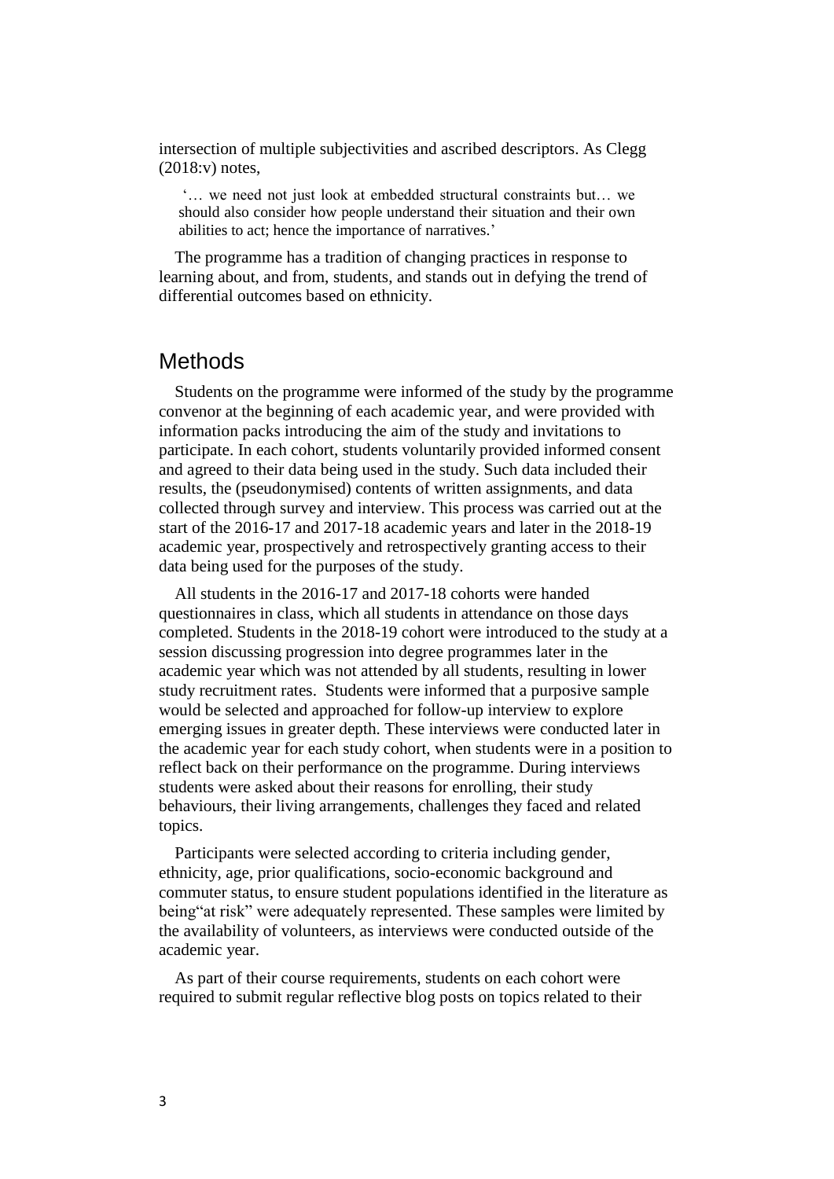intersection of multiple subjectivities and ascribed descriptors. As Clegg (2018:v) notes,

> '… we need not just look at embedded structural constraints but… we should also consider how people understand their situation and their own abilities to act; hence the importance of narratives.'

The programme has a tradition of changing practices in response to learning about, and from, students, and stands out in defying the trend of differential outcomes based on ethnicity.

## Methods

Students on the programme were informed of the study by the programme convenor at the beginning of each academic year, and were provided with information packs introducing the aim of the study and invitations to participate. In each cohort, students voluntarily provided informed consent and agreed to their data being used in the study. Such data included their results, the (pseudonymised) contents of written assignments, and data collected through survey and interview. This process was carried out at the start of the 2016-17 and 2017-18 academic years and later in the 2018-19 academic year, prospectively and retrospectively granting access to their data being used for the purposes of the study.

All students in the 2016-17 and 2017-18 cohorts were handed questionnaires in class, which all students in attendance on those days completed. Students in the 2018-19 cohort were introduced to the study at a session discussing progression into degree programmes later in the academic year which was not attended by all students, resulting in lower study recruitment rates. Students were informed that a purposive sample would be selected and approached for follow-up interview to explore emerging issues in greater depth. These interviews were conducted later in the academic year for each study cohort, when students were in a position to reflect back on their performance on the programme. During interviews students were asked about their reasons for enrolling, their study behaviours, their living arrangements, challenges they faced and related topics.

Participants were selected according to criteria including gender, ethnicity, age, prior qualifications, socio-economic background and commuter status, to ensure student populations identified in the literature as being"at risk" were adequately represented. These samples were limited by the availability of volunteers, as interviews were conducted outside of the academic year.

As part of their course requirements, students on each cohort were required to submit regular reflective blog posts on topics related to their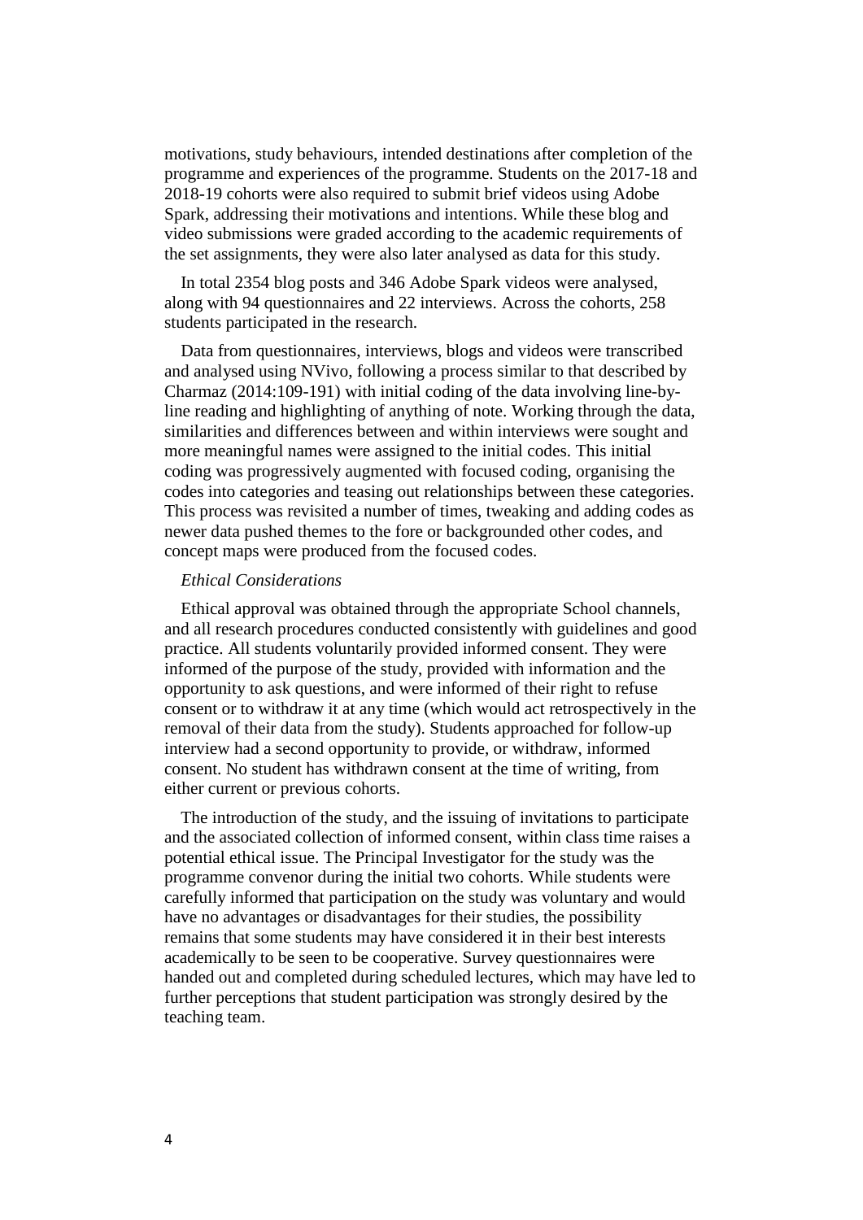motivations, study behaviours, intended destinations after completion of the programme and experiences of the programme. Students on the 2017-18 and 2018-19 cohorts were also required to submit brief videos using Adobe Spark, addressing their motivations and intentions. While these blog and video submissions were graded according to the academic requirements of the set assignments, they were also later analysed as data for this study.

In total 2354 blog posts and 346 Adobe Spark videos were analysed, along with 94 questionnaires and 22 interviews. Across the cohorts, 258 students participated in the research.

Data from questionnaires, interviews, blogs and videos were transcribed and analysed using NVivo, following a process similar to that described by Charmaz (2014:109-191) with initial coding of the data involving line-by-line reading and highlighting of anything of note. Working through the data, similarities and differences between and within interviews were sought and more meaningful names were assigned to the initial codes. This initial coding was progressively augmented with focused coding, organising the codes into categories and teasing out relationships between these categories. This process was revisited a number of times, tweaking and adding codes as newer data pushed themes to the fore or backgrounded other codes, and concept maps were produced from the focused codes.

*Ethical Considerations*

Ethical approval was obtained through the appropriate School channels, and all research procedures conducted consistently with guidelines and good practice. All students voluntarily provided informed consent. They were informed of the purpose of the study, provided with information and the opportunity to ask questions, and were informed of their right to refuse consent or to withdraw it at any time (which would act retrospectively in the removal of their data from the study). Students approached for follow-up interview had a second opportunity to provide, or withdraw, informed consent. No student has withdrawn consent at the time of writing, from either current or previous cohorts.

The introduction of the study, and the issuing of invitations to participate and the associated collection of informed consent, within class time raises a potential ethical issue. The Principal Investigator for the study was the programme convenor during the initial two cohorts. While students were carefully informed that participation on the study was voluntary and would have no advantages or disadvantages for their studies, the possibility remains that some students may have considered it in their best interests academically to be seen to be cooperative. Survey questionnaires were handed out and completed during scheduled lectures, which may have led to further perceptions that student participation was strongly desired by the teaching team.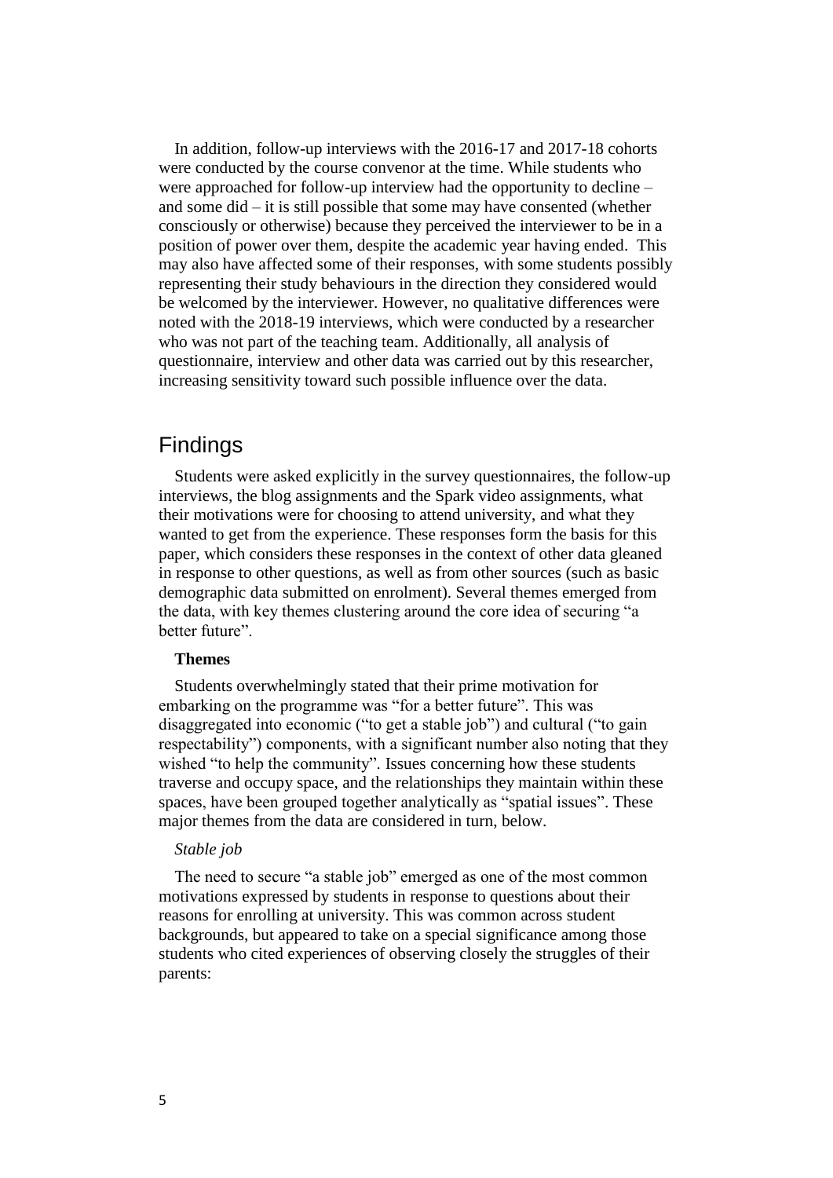In addition, follow-up interviews with the 2016-17 and 2017-18 cohorts were conducted by the course convenor at the time. While students who were approached for follow-up interview had the opportunity to decline – and some did – it is still possible that some may have consented (whether consciously or otherwise) because they perceived the interviewer to be in a position of power over them, despite the academic year having ended. This may also have affected some of their responses, with some students possibly representing their study behaviours in the direction they considered would be welcomed by the interviewer. However, no qualitative differences were noted with the 2018-19 interviews, which were conducted by a researcher who was not part of the teaching team. Additionally, all analysis of questionnaire, interview and other data was carried out by this researcher, increasing sensitivity toward such possible influence over the data.

## Findings

Students were asked explicitly in the survey questionnaires, the follow-up interviews, the blog assignments and the Spark video assignments, what their motivations were for choosing to attend university, and what they wanted to get from the experience. These responses form the basis for this paper, which considers these responses in the context of other data gleaned in response to other questions, as well as from other sources (such as basic demographic data submitted on enrolment). Several themes emerged from the data, with key themes clustering around the core idea of securing "a better future".

### Themes

Students overwhelmingly stated that their prime motivation for embarking on the programme was "for a better future". This was disaggregated into economic ("to get a stable job") and cultural ("to gain respectability") components, with a significant number also noting that they wished "to help the community". Issues concerning how these students traverse and occupy space, and the relationships they maintain within these spaces, have been grouped together analytically as "spatial issues". These major themes from the data are considered in turn, below.

#### *Stable job*

The need to secure "a stable job" emerged as one of the most common motivations expressed by students in response to questions about their reasons for enrolling at university. This was common across student backgrounds, but appeared to take on a special significance among those students who cited experiences of observing closely the struggles of their parents: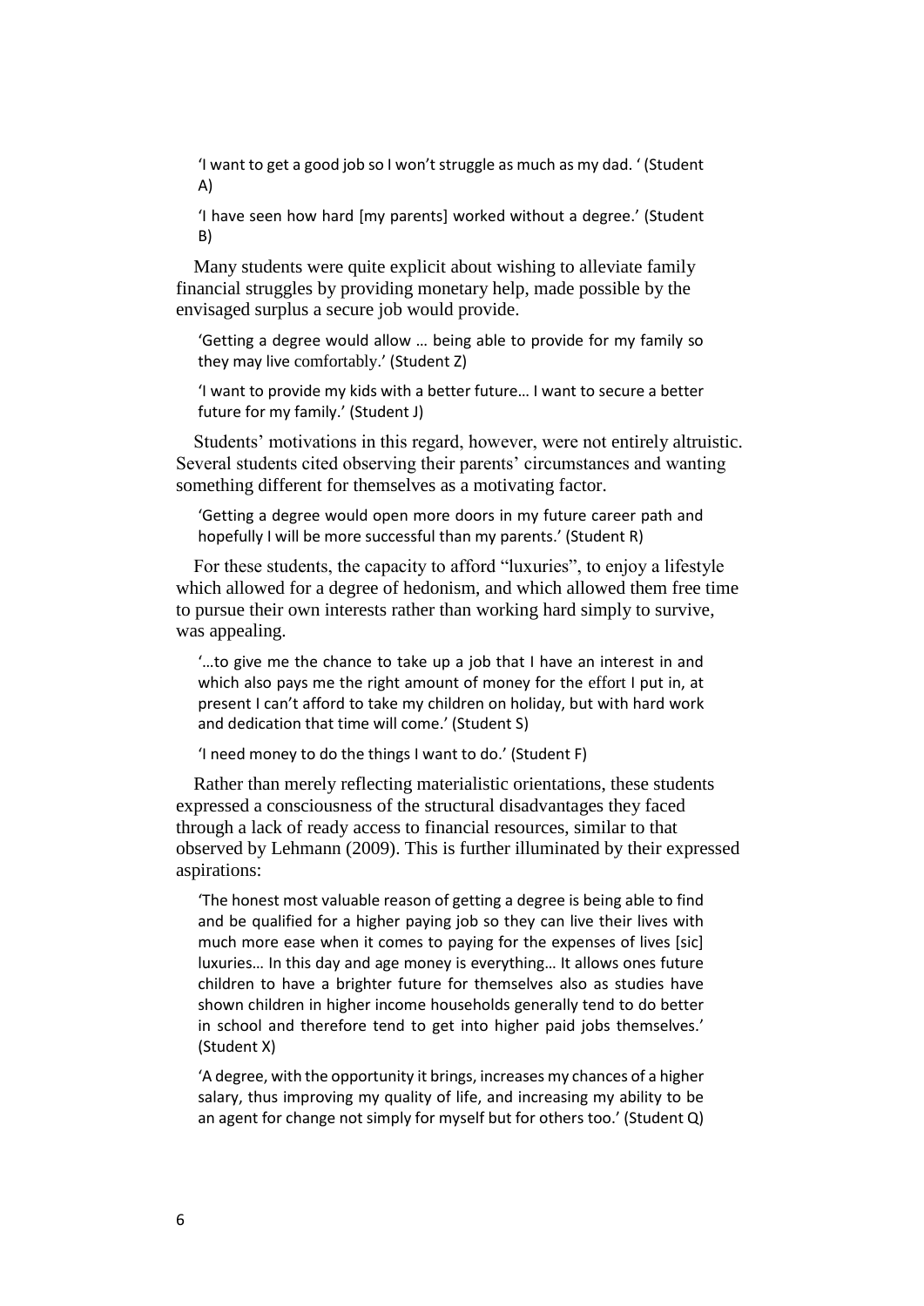> 'I want to get a good job so I won't struggle as much as my dad. ' (Student A)

> 'I have seen how hard [my parents] worked without a degree.' (Student B)

Many students were quite explicit about wishing to alleviate family financial struggles by providing monetary help, made possible by the envisaged surplus a secure job would provide.

> 'Getting a degree would allow … being able to provide for my family so they may live comfortably.' (Student Z)

> 'I want to provide my kids with a better future… I want to secure a better future for my family.' (Student J)

Students' motivations in this regard, however, were not entirely altruistic. Several students cited observing their parents' circumstances and wanting something different for themselves as a motivating factor.

> 'Getting a degree would open more doors in my future career path and hopefully I will be more successful than my parents.' (Student R)

For these students, the capacity to afford "luxuries", to enjoy a lifestyle which allowed for a degree of hedonism, and which allowed them free time to pursue their own interests rather than working hard simply to survive, was appealing.

> '…to give me the chance to take up a job that I have an interest in and which also pays me the right amount of money for the effort I put in, at present I can't afford to take my children on holiday, but with hard work and dedication that time will come.' (Student S)

> 'I need money to do the things I want to do.' (Student F)

Rather than merely reflecting materialistic orientations, these students expressed a consciousness of the structural disadvantages they faced through a lack of ready access to financial resources, similar to that observed by Lehmann (2009). This is further illuminated by their expressed aspirations:

> 'The honest most valuable reason of getting a degree is being able to find and be qualified for a higher paying job so they can live their lives with much more ease when it comes to paying for the expenses of lives [sic] luxuries… In this day and age money is everything… It allows ones future children to have a brighter future for themselves also as studies have shown children in higher income households generally tend to do better in school and therefore tend to get into higher paid jobs themselves.' (Student X)

> 'A degree, with the opportunity it brings, increases my chances of a higher salary, thus improving my quality of life, and increasing my ability to be an agent for change not simply for myself but for others too.' (Student Q)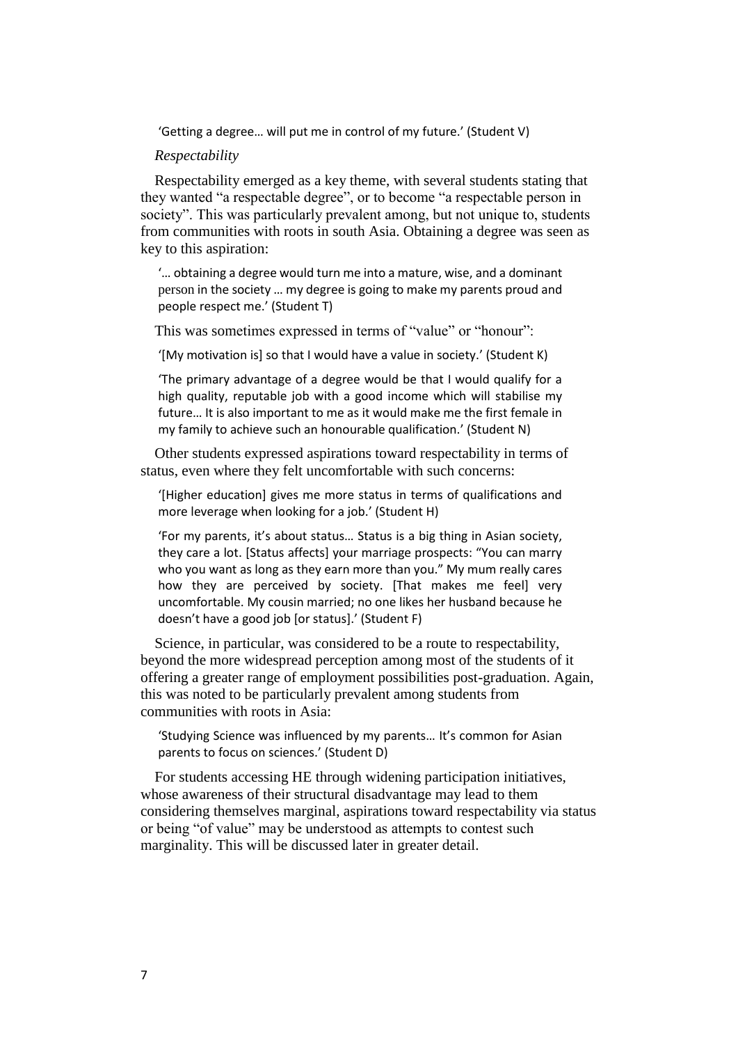> 'Getting a degree… will put me in control of my future.' (Student V)

*Respectability*

Respectability emerged as a key theme, with several students stating that they wanted "a respectable degree", or to become "a respectable person in society". This was particularly prevalent among, but not unique to, students from communities with roots in south Asia. Obtaining a degree was seen as key to this aspiration:

> '… obtaining a degree would turn me into a mature, wise, and a dominant person in the society … my degree is going to make my parents proud and people respect me.' (Student T)

This was sometimes expressed in terms of "value" or "honour":

> '[My motivation is] so that I would have a value in society.' (Student K)

> 'The primary advantage of a degree would be that I would qualify for a high quality, reputable job with a good income which will stabilise my future… It is also important to me as it would make me the first female in my family to achieve such an honourable qualification.' (Student N)

Other students expressed aspirations toward respectability in terms of status, even where they felt uncomfortable with such concerns:

> '[Higher education] gives me more status in terms of qualifications and more leverage when looking for a job.' (Student H)

> 'For my parents, it's about status… Status is a big thing in Asian society, they care a lot. [Status affects] your marriage prospects: "You can marry who you want as long as they earn more than you." My mum really cares how they are perceived by society. [That makes me feel] very uncomfortable. My cousin married; no one likes her husband because he doesn't have a good job [or status].' (Student F)

Science, in particular, was considered to be a route to respectability, beyond the more widespread perception among most of the students of it offering a greater range of employment possibilities post-graduation. Again, this was noted to be particularly prevalent among students from communities with roots in Asia:

> 'Studying Science was influenced by my parents… It's common for Asian parents to focus on sciences.' (Student D)

For students accessing HE through widening participation initiatives, whose awareness of their structural disadvantage may lead to them considering themselves marginal, aspirations toward respectability via status or being "of value" may be understood as attempts to contest such marginality. This will be discussed later in greater detail.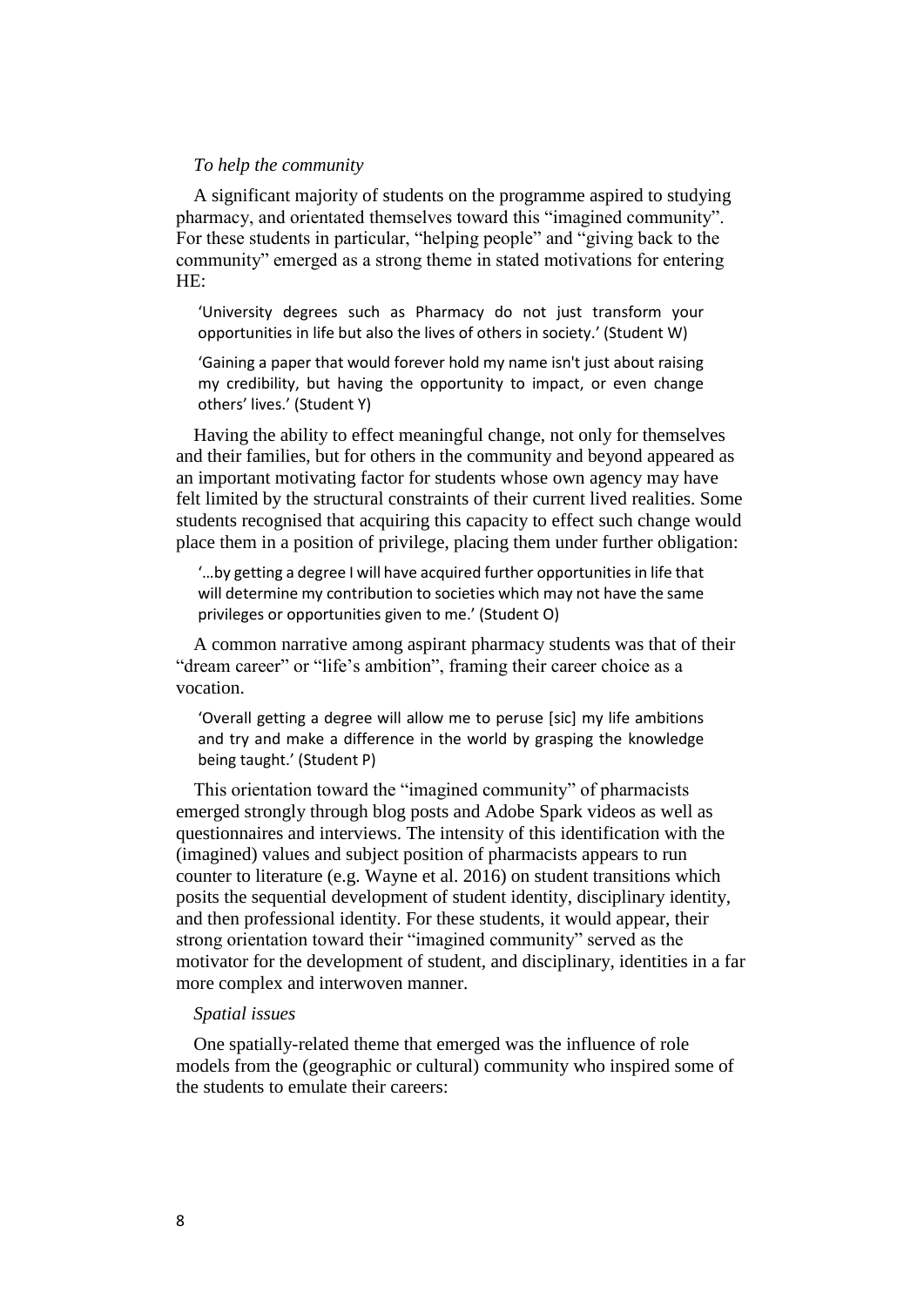*To help the community*

A significant majority of students on the programme aspired to studying pharmacy, and orientated themselves toward this "imagined community". For these students in particular, "helping people" and "giving back to the community" emerged as a strong theme in stated motivations for entering HE:

> 'University degrees such as Pharmacy do not just transform your opportunities in life but also the lives of others in society.' (Student W)

> 'Gaining a paper that would forever hold my name isn't just about raising my credibility, but having the opportunity to impact, or even change others' lives.' (Student Y)

Having the ability to effect meaningful change, not only for themselves and their families, but for others in the community and beyond appeared as an important motivating factor for students whose own agency may have felt limited by the structural constraints of their current lived realities. Some students recognised that acquiring this capacity to effect such change would place them in a position of privilege, placing them under further obligation:

> '…by getting a degree I will have acquired further opportunities in life that will determine my contribution to societies which may not have the same privileges or opportunities given to me.' (Student O)

A common narrative among aspirant pharmacy students was that of their "dream career" or "life's ambition", framing their career choice as a vocation.

> 'Overall getting a degree will allow me to peruse [sic] my life ambitions and try and make a difference in the world by grasping the knowledge being taught.' (Student P)

This orientation toward the "imagined community" of pharmacists emerged strongly through blog posts and Adobe Spark videos as well as questionnaires and interviews. The intensity of this identification with the (imagined) values and subject position of pharmacists appears to run counter to literature (e.g. Wayne et al. 2016) on student transitions which posits the sequential development of student identity, disciplinary identity, and then professional identity. For these students, it would appear, their strong orientation toward their "imagined community" served as the motivator for the development of student, and disciplinary, identities in a far more complex and interwoven manner.

*Spatial issues*

One spatially-related theme that emerged was the influence of role models from the (geographic or cultural) community who inspired some of the students to emulate their careers: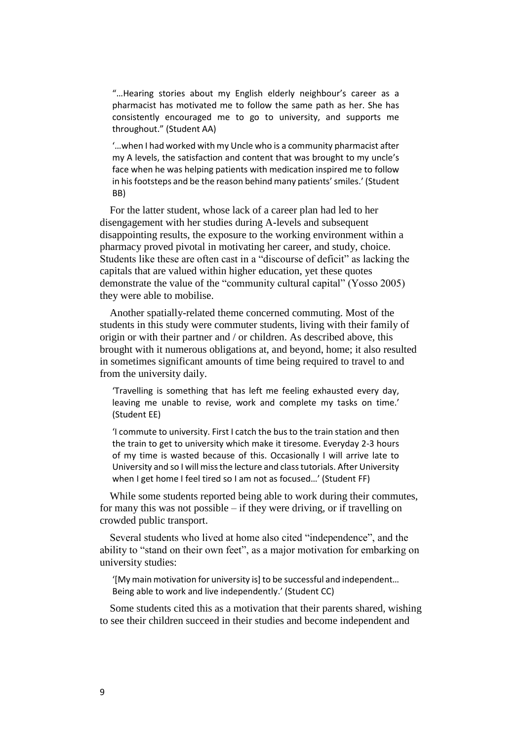> "…Hearing stories about my English elderly neighbour's career as a pharmacist has motivated me to follow the same path as her. She has consistently encouraged me to go to university, and supports me throughout." (Student AA)

> '…when I had worked with my Uncle who is a community pharmacist after my A levels, the satisfaction and content that was brought to my uncle's face when he was helping patients with medication inspired me to follow in his footsteps and be the reason behind many patients' smiles.' (Student BB)

For the latter student, whose lack of a career plan had led to her disengagement with her studies during A-levels and subsequent disappointing results, the exposure to the working environment within a pharmacy proved pivotal in motivating her career, and study, choice. Students like these are often cast in a "discourse of deficit" as lacking the capitals that are valued within higher education, yet these quotes demonstrate the value of the "community cultural capital" (Yosso 2005) they were able to mobilise.

Another spatially-related theme concerned commuting. Most of the students in this study were commuter students, living with their family of origin or with their partner and / or children. As described above, this brought with it numerous obligations at, and beyond, home; it also resulted in sometimes significant amounts of time being required to travel to and from the university daily.

> 'Travelling is something that has left me feeling exhausted every day, leaving me unable to revise, work and complete my tasks on time.' (Student EE)

> 'I commute to university. First I catch the bus to the train station and then the train to get to university which make it tiresome. Everyday 2-3 hours of my time is wasted because of this. Occasionally I will arrive late to University and so I will miss the lecture and class tutorials. After University when I get home I feel tired so I am not as focused…' (Student FF)

While some students reported being able to work during their commutes, for many this was not possible – if they were driving, or if travelling on crowded public transport.

Several students who lived at home also cited "independence", and the ability to "stand on their own feet", as a major motivation for embarking on university studies:

> '[My main motivation for university is] to be successful and independent… Being able to work and live independently.' (Student CC)

Some students cited this as a motivation that their parents shared, wishing to see their children succeed in their studies and become independent and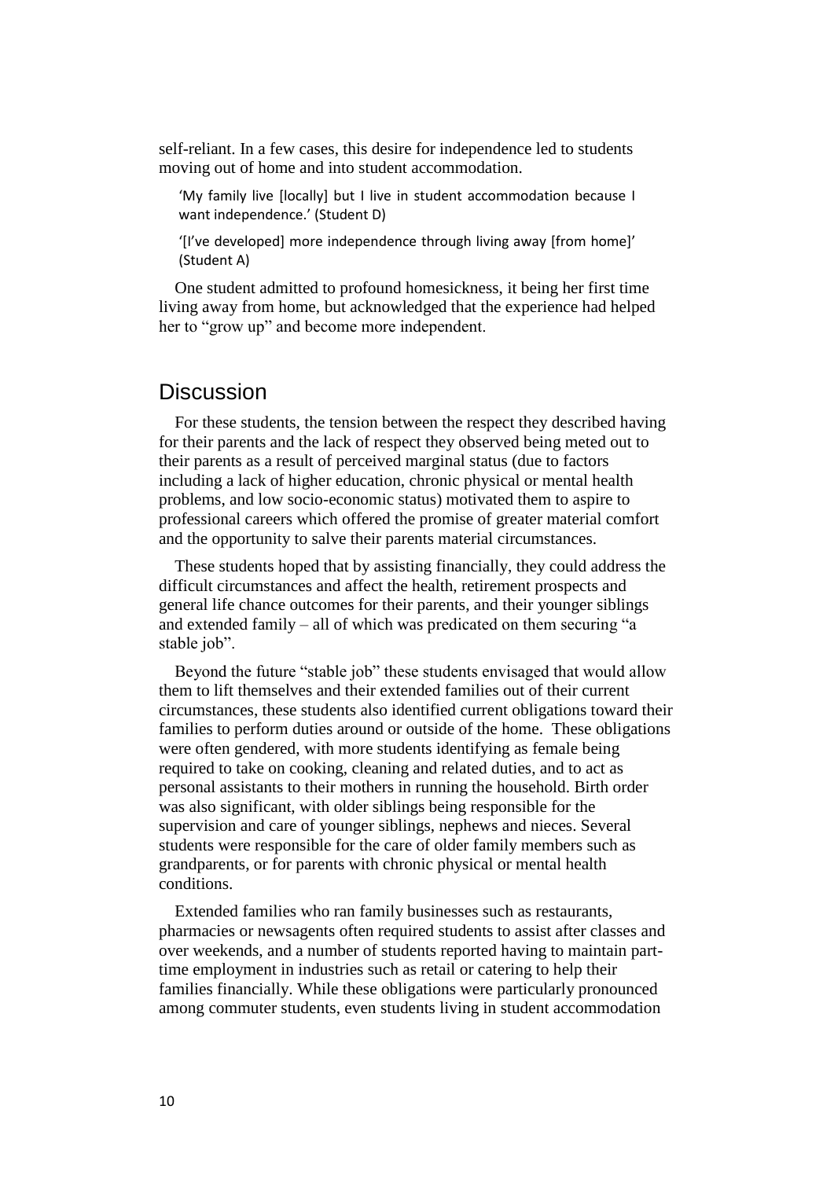self-reliant. In a few cases, this desire for independence led to students moving out of home and into student accommodation.

> 'My family live [locally] but I live in student accommodation because I want independence.' (Student D)
>
> '[I've developed] more independence through living away [from home]' (Student A)

One student admitted to profound homesickness, it being her first time living away from home, but acknowledged that the experience had helped her to "grow up" and become more independent.

## Discussion

For these students, the tension between the respect they described having for their parents and the lack of respect they observed being meted out to their parents as a result of perceived marginal status (due to factors including a lack of higher education, chronic physical or mental health problems, and low socio-economic status) motivated them to aspire to professional careers which offered the promise of greater material comfort and the opportunity to salve their parents material circumstances.

These students hoped that by assisting financially, they could address the difficult circumstances and affect the health, retirement prospects and general life chance outcomes for their parents, and their younger siblings and extended family – all of which was predicated on them securing "a stable job".

Beyond the future "stable job" these students envisaged that would allow them to lift themselves and their extended families out of their current circumstances, these students also identified current obligations toward their families to perform duties around or outside of the home. These obligations were often gendered, with more students identifying as female being required to take on cooking, cleaning and related duties, and to act as personal assistants to their mothers in running the household. Birth order was also significant, with older siblings being responsible for the supervision and care of younger siblings, nephews and nieces. Several students were responsible for the care of older family members such as grandparents, or for parents with chronic physical or mental health conditions.

Extended families who ran family businesses such as restaurants, pharmacies or newsagents often required students to assist after classes and over weekends, and a number of students reported having to maintain part-time employment in industries such as retail or catering to help their families financially. While these obligations were particularly pronounced among commuter students, even students living in student accommodation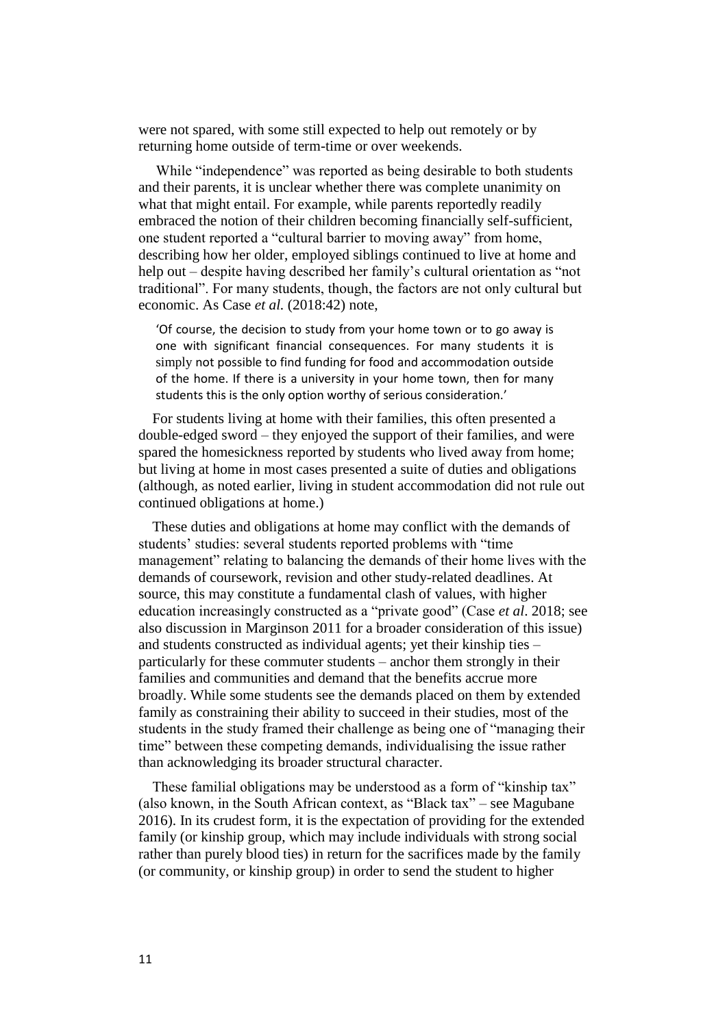were not spared, with some still expected to help out remotely or by returning home outside of term-time or over weekends.

While "independence" was reported as being desirable to both students and their parents, it is unclear whether there was complete unanimity on what that might entail. For example, while parents reportedly readily embraced the notion of their children becoming financially self-sufficient, one student reported a "cultural barrier to moving away" from home, describing how her older, employed siblings continued to live at home and help out – despite having described her family's cultural orientation as "not traditional". For many students, though, the factors are not only cultural but economic. As Case *et al.* (2018:42) note,

> 'Of course, the decision to study from your home town or to go away is one with significant financial consequences. For many students it is simply not possible to find funding for food and accommodation outside of the home. If there is a university in your home town, then for many students this is the only option worthy of serious consideration.'

For students living at home with their families, this often presented a double-edged sword – they enjoyed the support of their families, and were spared the homesickness reported by students who lived away from home; but living at home in most cases presented a suite of duties and obligations (although, as noted earlier, living in student accommodation did not rule out continued obligations at home.)

These duties and obligations at home may conflict with the demands of students' studies: several students reported problems with "time management" relating to balancing the demands of their home lives with the demands of coursework, revision and other study-related deadlines. At source, this may constitute a fundamental clash of values, with higher education increasingly constructed as a "private good" (Case *et al*. 2018; see also discussion in Marginson 2011 for a broader consideration of this issue) and students constructed as individual agents; yet their kinship ties – particularly for these commuter students – anchor them strongly in their families and communities and demand that the benefits accrue more broadly. While some students see the demands placed on them by extended family as constraining their ability to succeed in their studies, most of the students in the study framed their challenge as being one of "managing their time" between these competing demands, individualising the issue rather than acknowledging its broader structural character.

These familial obligations may be understood as a form of "kinship tax" (also known, in the South African context, as "Black tax" – see Magubane 2016). In its crudest form, it is the expectation of providing for the extended family (or kinship group, which may include individuals with strong social rather than purely blood ties) in return for the sacrifices made by the family (or community, or kinship group) in order to send the student to higher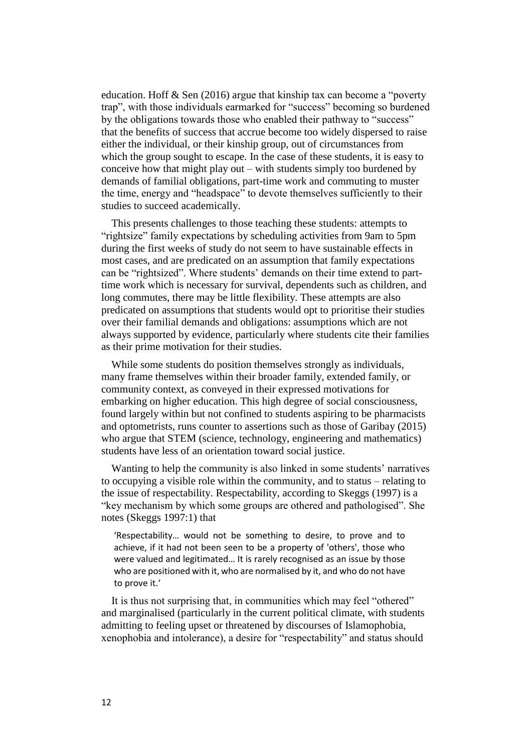education. Hoff & Sen (2016) argue that kinship tax can become a "poverty trap", with those individuals earmarked for "success" becoming so burdened by the obligations towards those who enabled their pathway to "success" that the benefits of success that accrue become too widely dispersed to raise either the individual, or their kinship group, out of circumstances from which the group sought to escape. In the case of these students, it is easy to conceive how that might play out – with students simply too burdened by demands of familial obligations, part-time work and commuting to muster the time, energy and "headspace" to devote themselves sufficiently to their studies to succeed academically.

This presents challenges to those teaching these students: attempts to "rightsize" family expectations by scheduling activities from 9am to 5pm during the first weeks of study do not seem to have sustainable effects in most cases, and are predicated on an assumption that family expectations can be "rightsized". Where students' demands on their time extend to part-time work which is necessary for survival, dependents such as children, and long commutes, there may be little flexibility. These attempts are also predicated on assumptions that students would opt to prioritise their studies over their familial demands and obligations: assumptions which are not always supported by evidence, particularly where students cite their families as their prime motivation for their studies.

While some students do position themselves strongly as individuals, many frame themselves within their broader family, extended family, or community context, as conveyed in their expressed motivations for embarking on higher education. This high degree of social consciousness, found largely within but not confined to students aspiring to be pharmacists and optometrists, runs counter to assertions such as those of Garibay (2015) who argue that STEM (science, technology, engineering and mathematics) students have less of an orientation toward social justice.

Wanting to help the community is also linked in some students' narratives to occupying a visible role within the community, and to status – relating to the issue of respectability. Respectability, according to Skeggs (1997) is a "key mechanism by which some groups are othered and pathologised". She notes (Skeggs 1997:1) that

> 'Respectability… would not be something to desire, to prove and to achieve, if it had not been seen to be a property of 'others', those who were valued and legitimated… It is rarely recognised as an issue by those who are positioned with it, who are normalised by it, and who do not have to prove it.'

It is thus not surprising that, in communities which may feel "othered" and marginalised (particularly in the current political climate, with students admitting to feeling upset or threatened by discourses of Islamophobia, xenophobia and intolerance), a desire for "respectability" and status should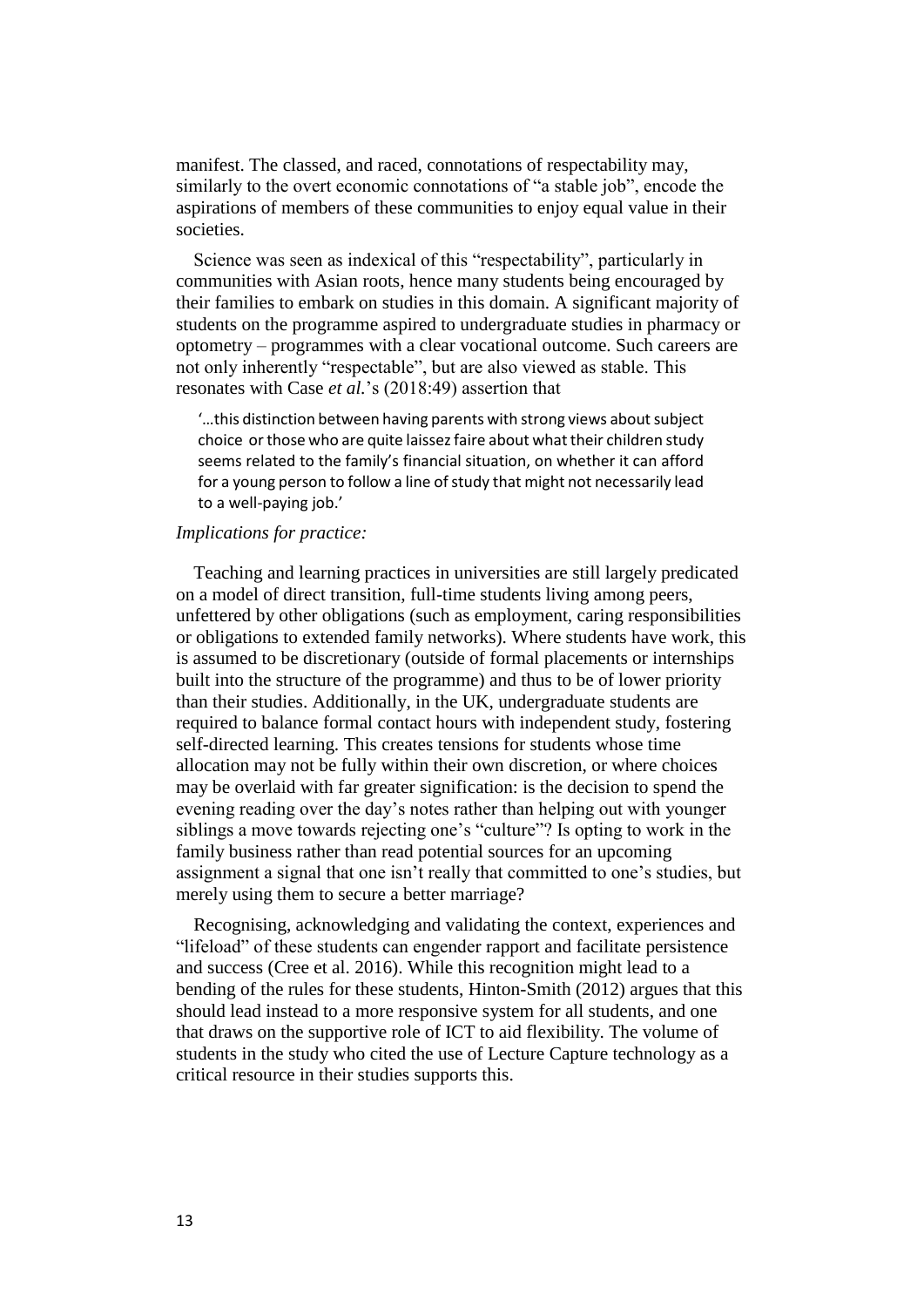manifest. The classed, and raced, connotations of respectability may, similarly to the overt economic connotations of "a stable job", encode the aspirations of members of these communities to enjoy equal value in their societies.

Science was seen as indexical of this "respectability", particularly in communities with Asian roots, hence many students being encouraged by their families to embark on studies in this domain. A significant majority of students on the programme aspired to undergraduate studies in pharmacy or optometry – programmes with a clear vocational outcome. Such careers are not only inherently "respectable", but are also viewed as stable. This resonates with Case *et al.*'s (2018:49) assertion that

> '…this distinction between having parents with strong views about subject choice or those who are quite laissez faire about what their children study seems related to the family's financial situation, on whether it can afford for a young person to follow a line of study that might not necessarily lead to a well-paying job.'

*Implications for practice:*

Teaching and learning practices in universities are still largely predicated on a model of direct transition, full-time students living among peers, unfettered by other obligations (such as employment, caring responsibilities or obligations to extended family networks). Where students have work, this is assumed to be discretionary (outside of formal placements or internships built into the structure of the programme) and thus to be of lower priority than their studies. Additionally, in the UK, undergraduate students are required to balance formal contact hours with independent study, fostering self-directed learning. This creates tensions for students whose time allocation may not be fully within their own discretion, or where choices may be overlaid with far greater signification: is the decision to spend the evening reading over the day's notes rather than helping out with younger siblings a move towards rejecting one's "culture"? Is opting to work in the family business rather than read potential sources for an upcoming assignment a signal that one isn't really that committed to one's studies, but merely using them to secure a better marriage?

Recognising, acknowledging and validating the context, experiences and "lifeload" of these students can engender rapport and facilitate persistence and success (Cree et al. 2016). While this recognition might lead to a bending of the rules for these students, Hinton-Smith (2012) argues that this should lead instead to a more responsive system for all students, and one that draws on the supportive role of ICT to aid flexibility. The volume of students in the study who cited the use of Lecture Capture technology as a critical resource in their studies supports this.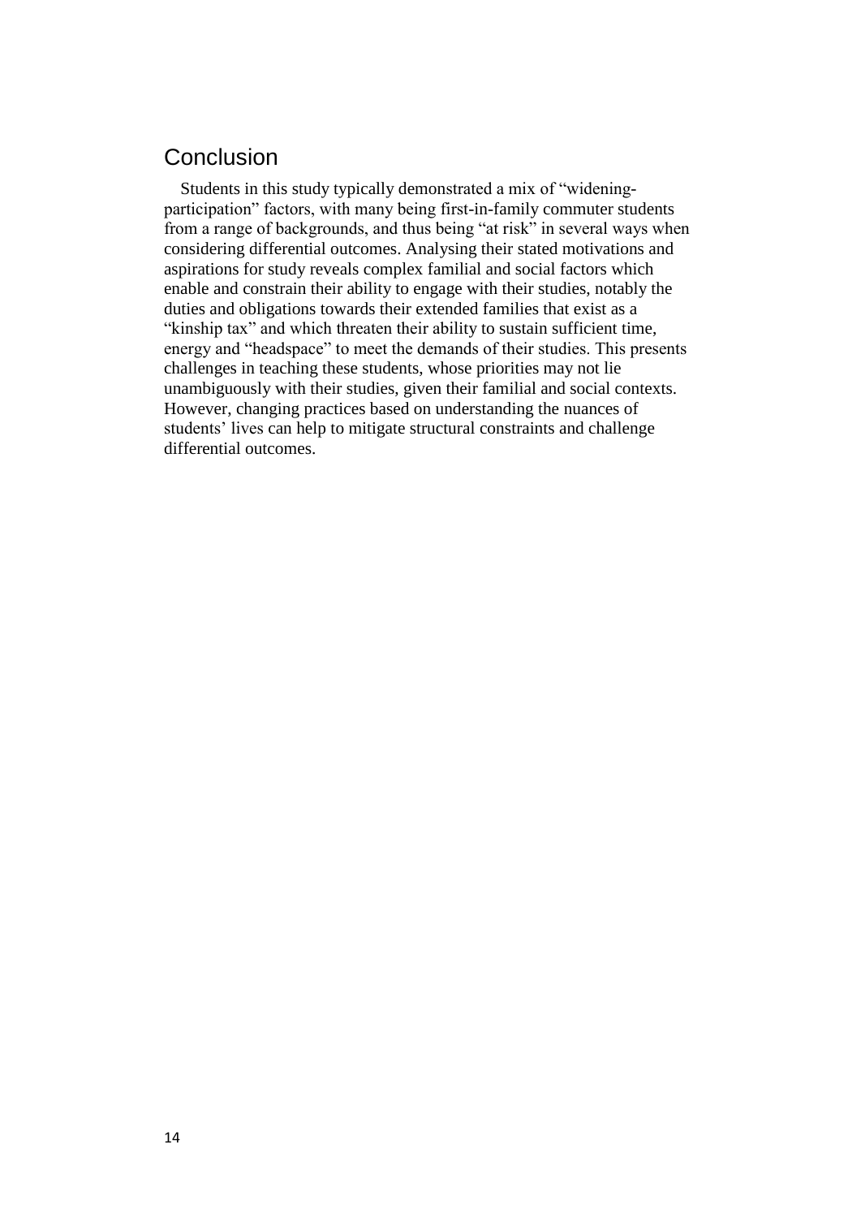## Conclusion

Students in this study typically demonstrated a mix of "widening-participation" factors, with many being first-in-family commuter students from a range of backgrounds, and thus being "at risk" in several ways when considering differential outcomes. Analysing their stated motivations and aspirations for study reveals complex familial and social factors which enable and constrain their ability to engage with their studies, notably the duties and obligations towards their extended families that exist as a "kinship tax" and which threaten their ability to sustain sufficient time, energy and "headspace" to meet the demands of their studies. This presents challenges in teaching these students, whose priorities may not lie unambiguously with their studies, given their familial and social contexts. However, changing practices based on understanding the nuances of students' lives can help to mitigate structural constraints and challenge differential outcomes.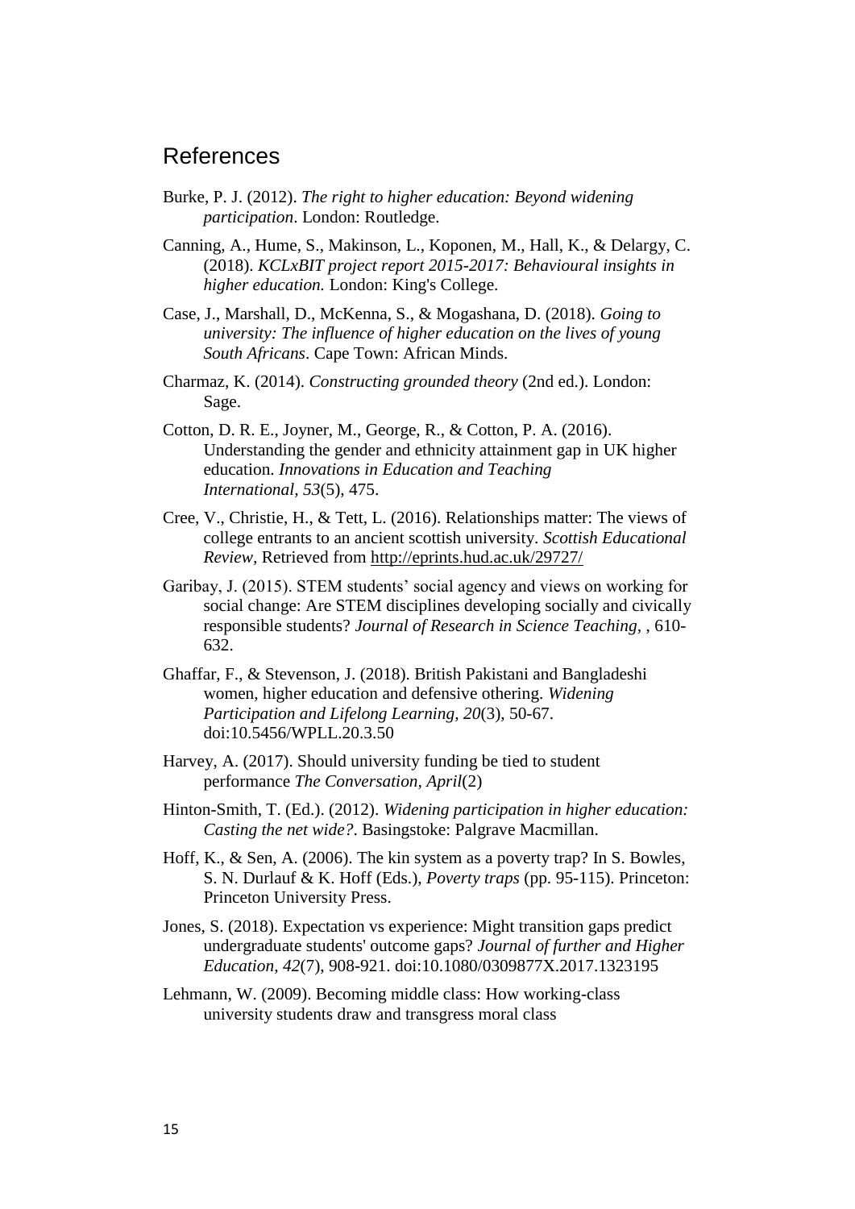## References

Burke, P. J. (2012). *The right to higher education: Beyond widening participation*. London: Routledge.

Canning, A., Hume, S., Makinson, L., Koponen, M., Hall, K., & Delargy, C. (2018). *KCLxBIT project report 2015-2017: Behavioural insights in higher education.* London: King's College.

Case, J., Marshall, D., McKenna, S., & Mogashana, D. (2018). *Going to university: The influence of higher education on the lives of young South Africans*. Cape Town: African Minds.

Charmaz, K. (2014). *Constructing grounded theory* (2nd ed.). London: Sage.

Cotton, D. R. E., Joyner, M., George, R., & Cotton, P. A. (2016). Understanding the gender and ethnicity attainment gap in UK higher education. *Innovations in Education and Teaching International, 53*(5), 475.

Cree, V., Christie, H., & Tett, L. (2016). Relationships matter: The views of college entrants to an ancient scottish university. *Scottish Educational Review*, Retrieved from http://eprints.hud.ac.uk/29727/

Garibay, J. (2015). STEM students' social agency and views on working for social change: Are STEM disciplines developing socially and civically responsible students? *Journal of Research in Science Teaching*, , 610-632.

Ghaffar, F., & Stevenson, J. (2018). British Pakistani and Bangladeshi women, higher education and defensive othering. *Widening Participation and Lifelong Learning, 20*(3), 50-67. doi:10.5456/WPLL.20.3.50

Harvey, A. (2017). Should university funding be tied to student performance *The Conversation, April*(2)

Hinton-Smith, T. (Ed.). (2012). *Widening participation in higher education: Casting the net wide?*. Basingstoke: Palgrave Macmillan.

Hoff, K., & Sen, A. (2006). The kin system as a poverty trap? In S. Bowles, S. N. Durlauf & K. Hoff (Eds.), *Poverty traps* (pp. 95-115). Princeton: Princeton University Press.

Jones, S. (2018). Expectation vs experience: Might transition gaps predict undergraduate students' outcome gaps? *Journal of further and Higher Education, 42*(7), 908-921. doi:10.1080/0309877X.2017.1323195

Lehmann, W. (2009). Becoming middle class: How working-class university students draw and transgress moral class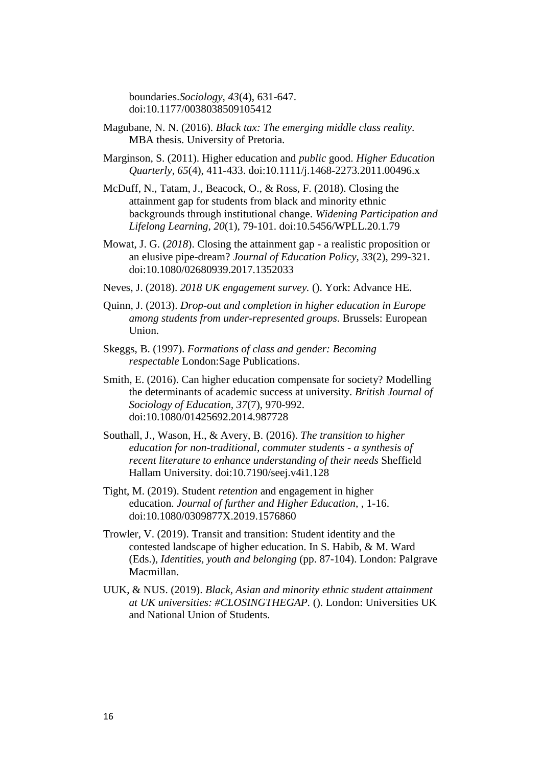boundaries.*Sociology, 43*(4), 631-647. doi:10.1177/0038038509105412

Magubane, N. N. (2016). *Black tax: The emerging middle class reality*. MBA thesis. University of Pretoria.

Marginson, S. (2011). Higher education and *public* good. *Higher Education Quarterly, 65*(4), 411-433. doi:10.1111/j.1468-2273.2011.00496.x

McDuff, N., Tatam, J., Beacock, O., & Ross, F. (2018). Closing the attainment gap for students from black and minority ethnic backgrounds through institutional change. *Widening Participation and Lifelong Learning, 20*(1), 79-101. doi:10.5456/WPLL.20.1.79

Mowat, J. G. (*2018*). Closing the attainment gap - a realistic proposition or an elusive pipe-dream? *Journal of Education Policy, 33*(2), 299-321. doi:10.1080/02680939.2017.1352033

Neves, J. (2018). *2018 UK engagement survey.* (). York: Advance HE.

Quinn, J. (2013). *Drop-out and completion in higher education in Europe among students from under-represented groups*. Brussels: European Union.

Skeggs, B. (1997). *Formations of class and gender: Becoming respectable* London:Sage Publications.

Smith, E. (2016). Can higher education compensate for society? Modelling the determinants of academic success at university. *British Journal of Sociology of Education, 37*(7), 970-992. doi:10.1080/01425692.2014.987728

Southall, J., Wason, H., & Avery, B. (2016). *The transition to higher education for non-traditional, commuter students - a synthesis of recent literature to enhance understanding of their needs* Sheffield Hallam University. doi:10.7190/seej.v4i1.128

Tight, M. (2019). Student *retention* and engagement in higher education. *Journal of further and Higher Education*, , 1-16. doi:10.1080/0309877X.2019.1576860

Trowler, V. (2019). Transit and transition: Student identity and the contested landscape of higher education. In S. Habib, & M. Ward (Eds.), *Identities, youth and belonging* (pp. 87-104). London: Palgrave Macmillan.

UUK, & NUS. (2019). *Black, Asian and minority ethnic student attainment at UK universities: #CLOSINGTHEGAP.* (). London: Universities UK and National Union of Students.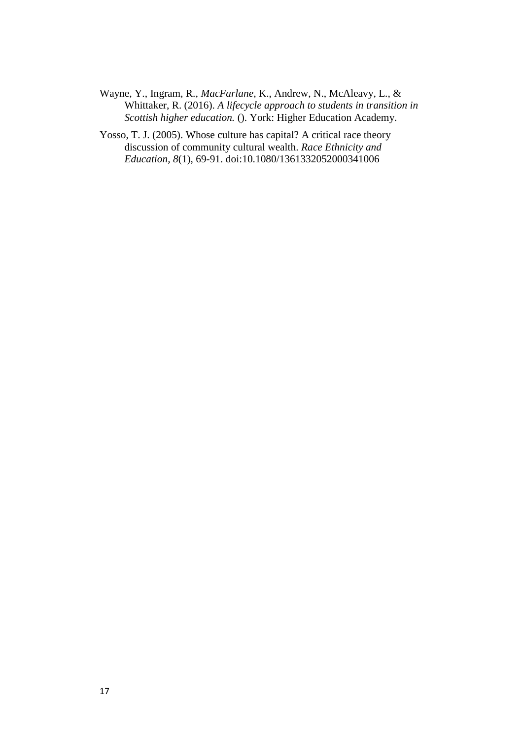Wayne, Y., Ingram, R., *MacFarlane*, K., Andrew, N., McAleavy, L., & Whittaker, R. (2016). *A lifecycle approach to students in transition in Scottish higher education.* (). York: Higher Education Academy.

Yosso, T. J. (2005). Whose culture has capital? A critical race theory discussion of community cultural wealth. *Race Ethnicity and Education, 8*(1), 69-91. doi:10.1080/1361332052000341006